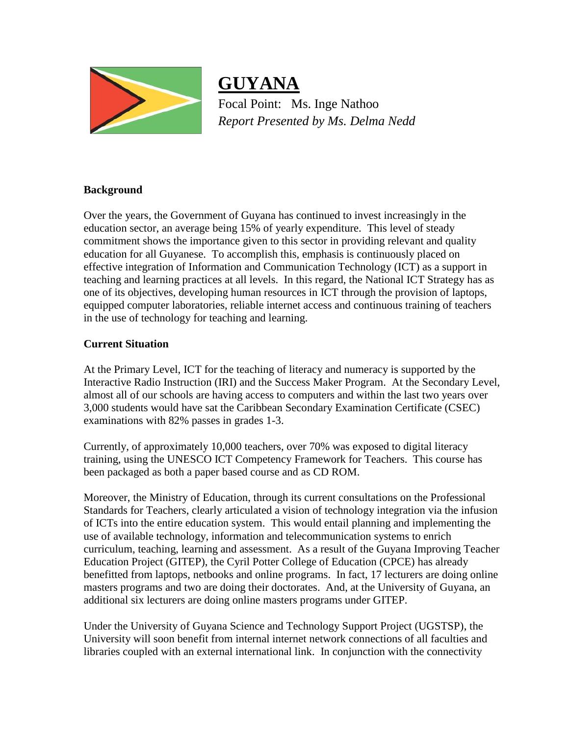# GUYANA

Focal Point: Ms. Inge Nathoo

*Report Presented by Ms. Delma Nedd*

## Background

Over the years, the Government of Guyana has continued to invest increasingly in the education sector, an average being 15% of yearly expenditure. This level of steady commitment shows the importance given to this sector in providing relevant and quality education for all Guyanese. To accomplish this, emphasis is continuously placed on effective integration of Information and Communication Technology (ICT) as a support in teaching and learning practices at all levels. In this regard, the National ICT Strategy has as one of its objectives, developing human resources in ICT through the provision of laptops, equipped computer laboratories, reliable internet access and continuous training of teachers in the use of technology for teaching and learning.

## Current Situation

At the Primary Level, ICT for the teaching of literacy and numeracy is supported by the Interactive Radio Instruction (IRI) and the Success Maker Program. At the Secondary Level, almost all of our schools are having access to computers and within the last two years over 3,000 students would have sat the Caribbean Secondary Examination Certificate (CSEC) examinations with 82% passes in grades 1-3.

Currently, of approximately 10,000 teachers, over 70% was exposed to digital literacy training, using the UNESCO ICT Competency Framework for Teachers. This course has been packaged as both a paper based course and as CD ROM.

Moreover, the Ministry of Education, through its current consultations on the Professional Standards for Teachers, clearly articulated a vision of technology integration via the infusion of ICTs into the entire education system. This would entail planning and implementing the use of available technology, information and telecommunication systems to enrich curriculum, teaching, learning and assessment. As a result of the Guyana Improving Teacher Education Project (GITEP), the Cyril Potter College of Education (CPCE) has already benefitted from laptops, netbooks and online programs. In fact, 17 lecturers are doing online masters programs and two are doing their doctorates. And, at the University of Guyana, an additional six lecturers are doing online masters programs under GITEP.

Under the University of Guyana Science and Technology Support Project (UGSTSP), the University will soon benefit from internal internet network connections of all faculties and libraries coupled with an external international link. In conjunction with the connectivity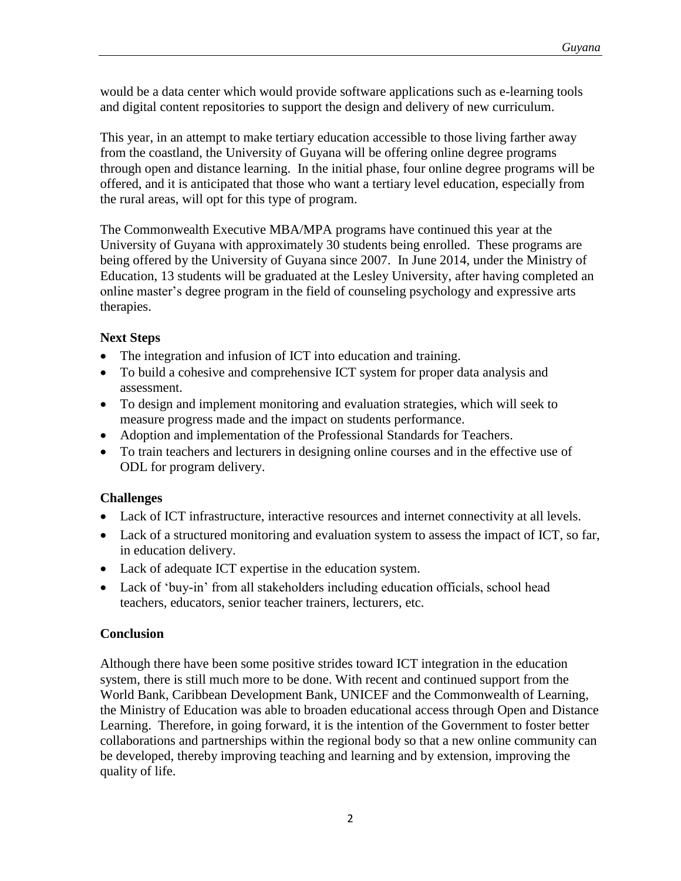would be a data center which would provide software applications such as e-learning tools and digital content repositories to support the design and delivery of new curriculum.

This year, in an attempt to make tertiary education accessible to those living farther away from the coastland, the University of Guyana will be offering online degree programs through open and distance learning. In the initial phase, four online degree programs will be offered, and it is anticipated that those who want a tertiary level education, especially from the rural areas, will opt for this type of program.

The Commonwealth Executive MBA/MPA programs have continued this year at the University of Guyana with approximately 30 students being enrolled. These programs are being offered by the University of Guyana since 2007. In June 2014, under the Ministry of Education, 13 students will be graduated at the Lesley University, after having completed an online master's degree program in the field of counseling psychology and expressive arts therapies.

**Next Steps**

- The integration and infusion of ICT into education and training.
- To build a cohesive and comprehensive ICT system for proper data analysis and assessment.
- To design and implement monitoring and evaluation strategies, which will seek to measure progress made and the impact on students performance.
- Adoption and implementation of the Professional Standards for Teachers.
- To train teachers and lecturers in designing online courses and in the effective use of ODL for program delivery.

**Challenges**

- Lack of ICT infrastructure, interactive resources and internet connectivity at all levels.
- Lack of a structured monitoring and evaluation system to assess the impact of ICT, so far, in education delivery.
- Lack of adequate ICT expertise in the education system.
- Lack of 'buy-in' from all stakeholders including education officials, school head teachers, educators, senior teacher trainers, lecturers, etc.

**Conclusion**

Although there have been some positive strides toward ICT integration in the education system, there is still much more to be done. With recent and continued support from the World Bank, Caribbean Development Bank, UNICEF and the Commonwealth of Learning, the Ministry of Education was able to broaden educational access through Open and Distance Learning. Therefore, in going forward, it is the intention of the Government to foster better collaborations and partnerships within the regional body so that a new online community can be developed, thereby improving teaching and learning and by extension, improving the quality of life.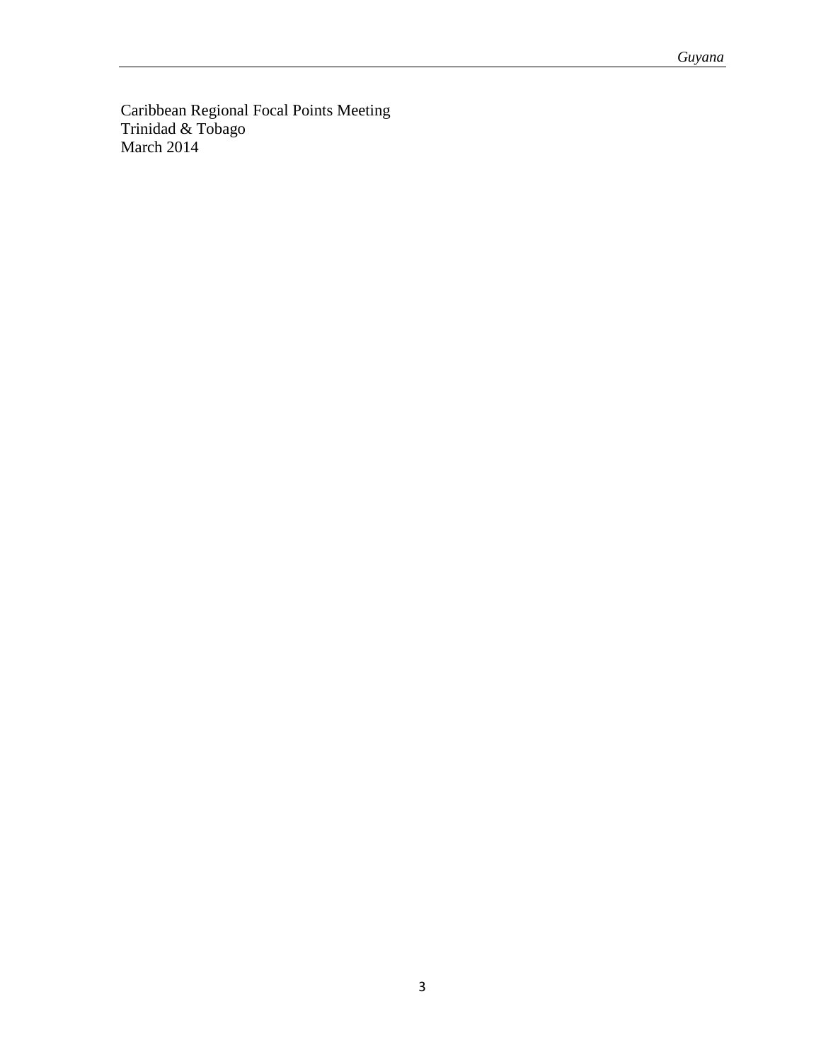Caribbean Regional Focal Points Meeting
Trinidad & Tobago
March 2014